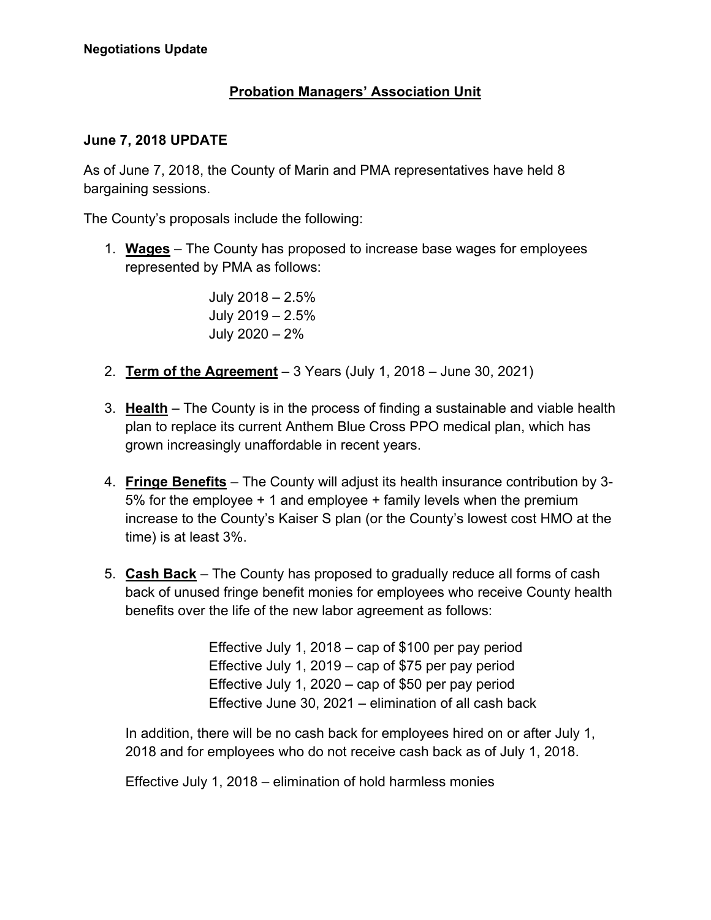**Negotiations Update**

## Probation Managers' Association Unit

### June 7, 2018 UPDATE

As of June 7, 2018, the County of Marin and PMA representatives have held 8 bargaining sessions.

The County's proposals include the following:

1. **Wages** – The County has proposed to increase base wages for employees represented by PMA as follows:

   July 2018 – 2.5%
   July 2019 – 2.5%
   July 2020 – 2%

2. **Term of the Agreement** – 3 Years (July 1, 2018 – June 30, 2021)

3. **Health** – The County is in the process of finding a sustainable and viable health plan to replace its current Anthem Blue Cross PPO medical plan, which has grown increasingly unaffordable in recent years.

4. **Fringe Benefits** – The County will adjust its health insurance contribution by 3-5% for the employee + 1 and employee + family levels when the premium increase to the County's Kaiser S plan (or the County's lowest cost HMO at the time) is at least 3%.

5. **Cash Back** – The County has proposed to gradually reduce all forms of cash back of unused fringe benefit monies for employees who receive County health benefits over the life of the new labor agreement as follows:

   Effective July 1, 2018 – cap of $100 per pay period
   Effective July 1, 2019 – cap of $75 per pay period
   Effective July 1, 2020 – cap of $50 per pay period
   Effective June 30, 2021 – elimination of all cash back

   In addition, there will be no cash back for employees hired on or after July 1, 2018 and for employees who do not receive cash back as of July 1, 2018.

   Effective July 1, 2018 – elimination of hold harmless monies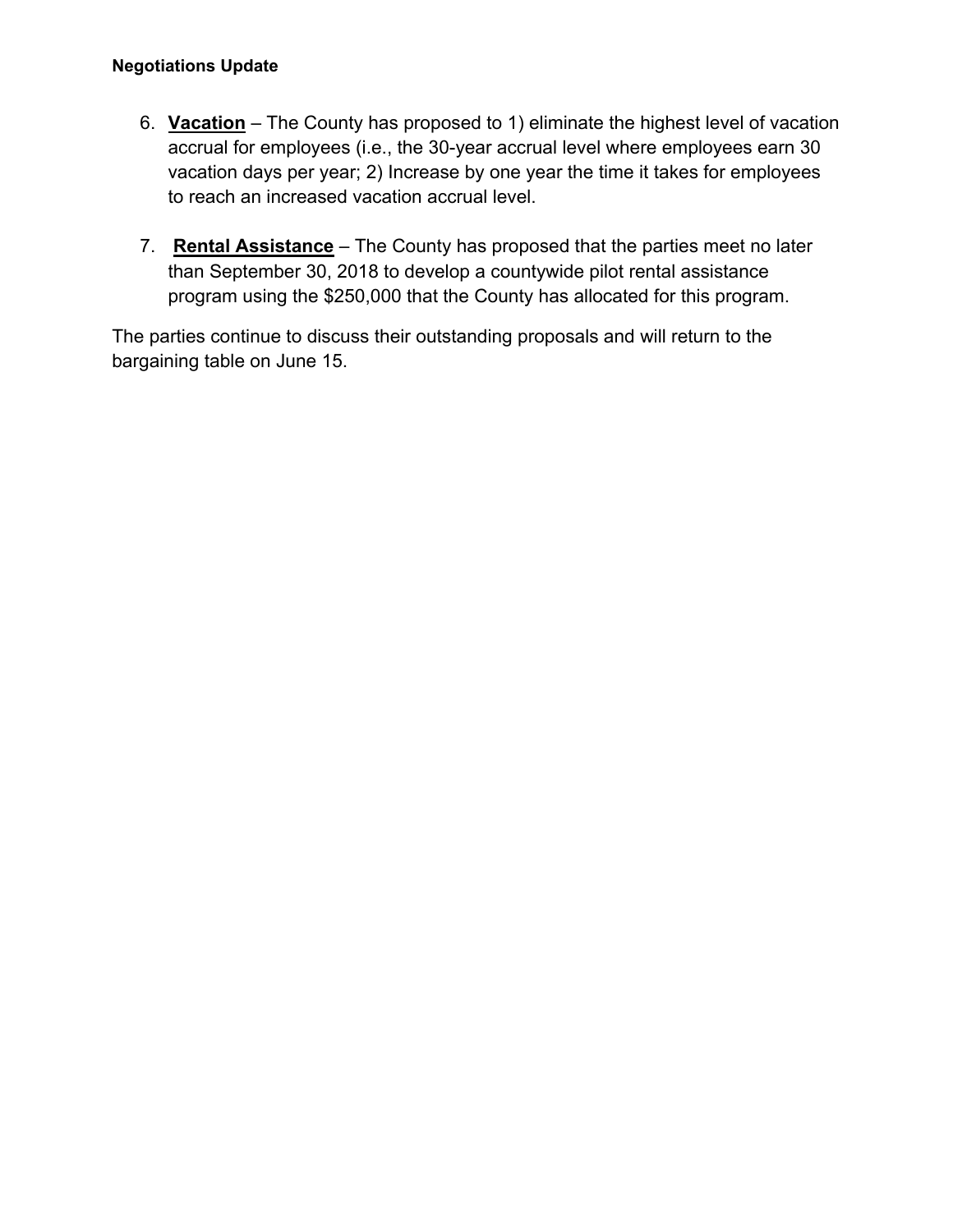6. **<u>Vacation</u>** – The County has proposed to 1) eliminate the highest level of vacation accrual for employees (i.e., the 30-year accrual level where employees earn 30 vacation days per year; 2) Increase by one year the time it takes for employees to reach an increased vacation accrual level.

7. **<u>Rental Assistance</u>** – The County has proposed that the parties meet no later than September 30, 2018 to develop a countywide pilot rental assistance program using the $250,000 that the County has allocated for this program.

The parties continue to discuss their outstanding proposals and will return to the bargaining table on June 15.